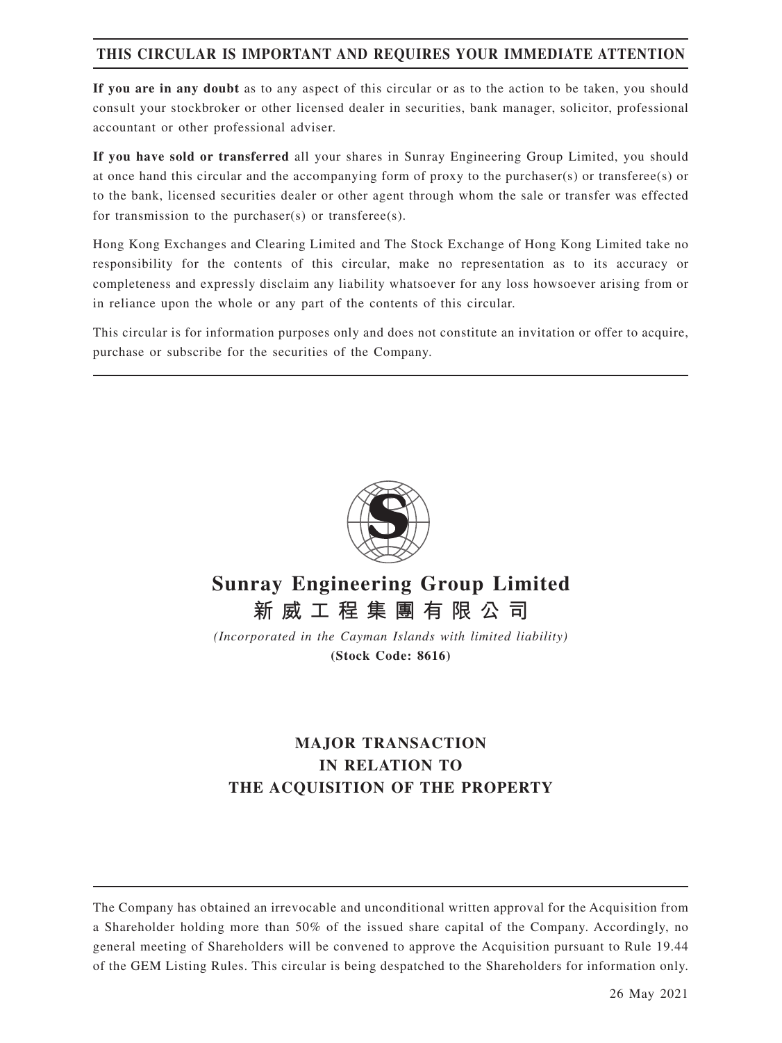**THIS CIRCULAR IS IMPORTANT AND REQUIRES YOUR IMMEDIATE ATTENTION**

**If you are in any doubt** as to any aspect of this circular or as to the action to be taken, you should consult your stockbroker or other licensed dealer in securities, bank manager, solicitor, professional accountant or other professional adviser.

**If you have sold or transferred** all your shares in Sunray Engineering Group Limited, you should at once hand this circular and the accompanying form of proxy to the purchaser(s) or transferee(s) or to the bank, licensed securities dealer or other agent through whom the sale or transfer was effected for transmission to the purchaser(s) or transferee(s).

Hong Kong Exchanges and Clearing Limited and The Stock Exchange of Hong Kong Limited take no responsibility for the contents of this circular, make no representation as to its accuracy or completeness and expressly disclaim any liability whatsoever for any loss howsoever arising from or in reliance upon the whole or any part of the contents of this circular.

This circular is for information purposes only and does not constitute an invitation or offer to acquire, purchase or subscribe for the securities of the Company.

# Sunray Engineering Group Limited
# 新威工程集團有限公司

*(Incorporated in the Cayman Islands with limited liability)*

**(Stock Code: 8616)**

## MAJOR TRANSACTION IN RELATION TO THE ACQUISITION OF THE PROPERTY

The Company has obtained an irrevocable and unconditional written approval for the Acquisition from a Shareholder holding more than 50% of the issued share capital of the Company. Accordingly, no general meeting of Shareholders will be convened to approve the Acquisition pursuant to Rule 19.44 of the GEM Listing Rules. This circular is being despatched to the Shareholders for information only.

26 May 2021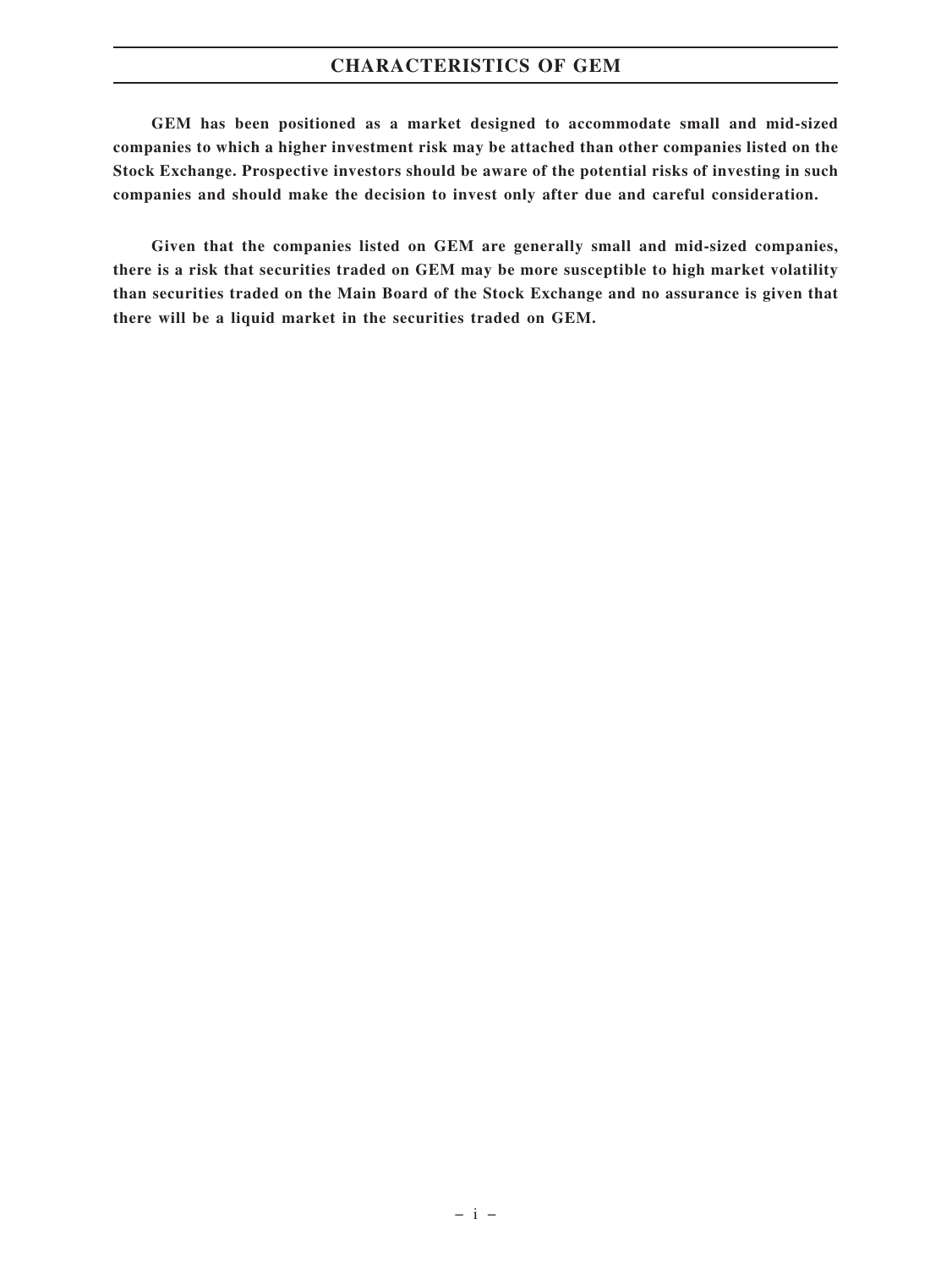# CHARACTERISTICS OF GEM

**GEM has been positioned as a market designed to accommodate small and mid-sized companies to which a higher investment risk may be attached than other companies listed on the Stock Exchange. Prospective investors should be aware of the potential risks of investing in such companies and should make the decision to invest only after due and careful consideration.**

**Given that the companies listed on GEM are generally small and mid-sized companies, there is a risk that securities traded on GEM may be more susceptible to high market volatility than securities traded on the Main Board of the Stock Exchange and no assurance is given that there will be a liquid market in the securities traded on GEM.**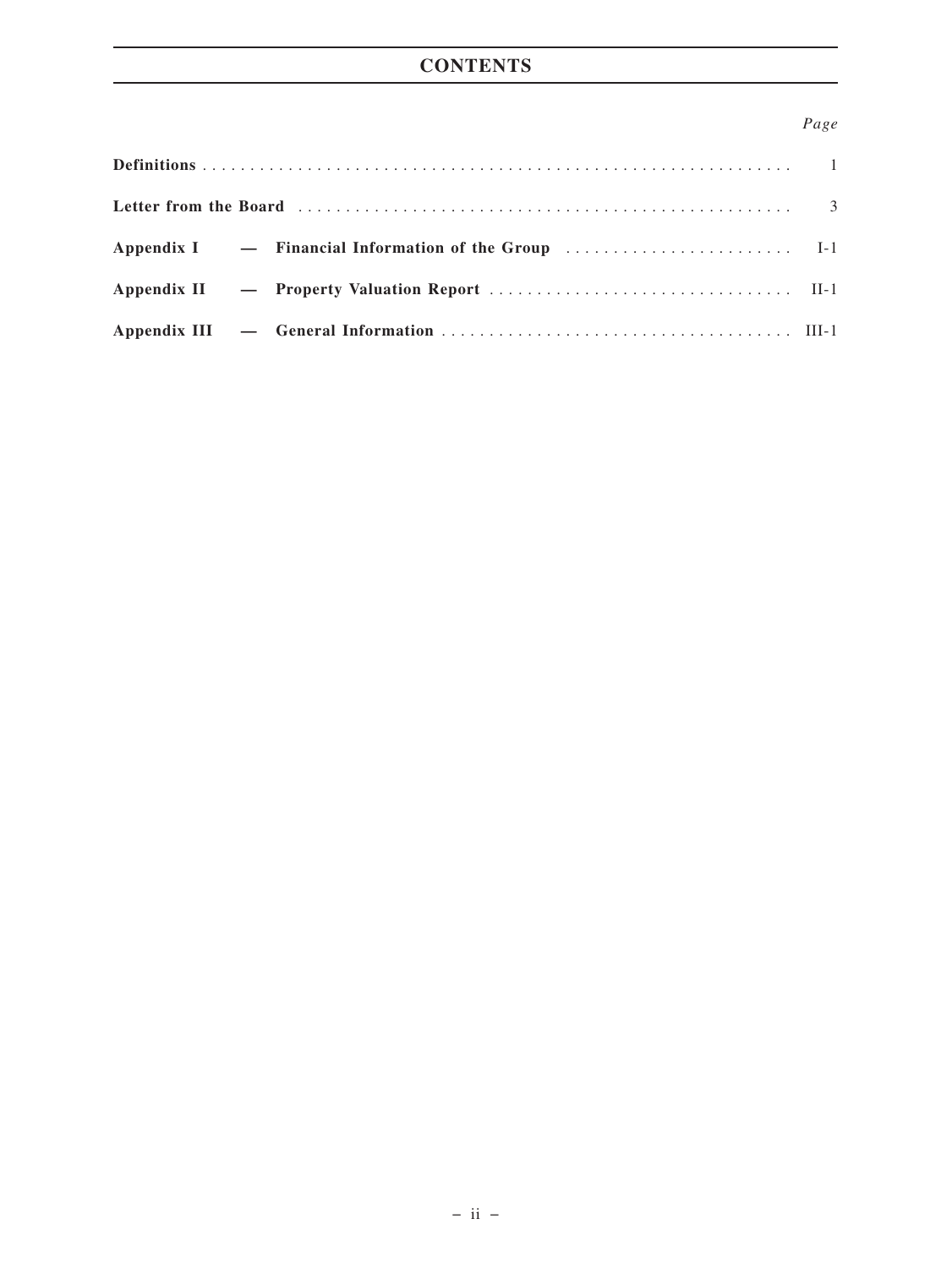# CONTENTS

| | *Page* |
|---|---|
| **Definitions** | 1 |
| **Letter from the Board** | 3 |
| **Appendix I — Financial Information of the Group** | I-1 |
| **Appendix II — Property Valuation Report** | II-1 |
| **Appendix III — General Information** | III-1 |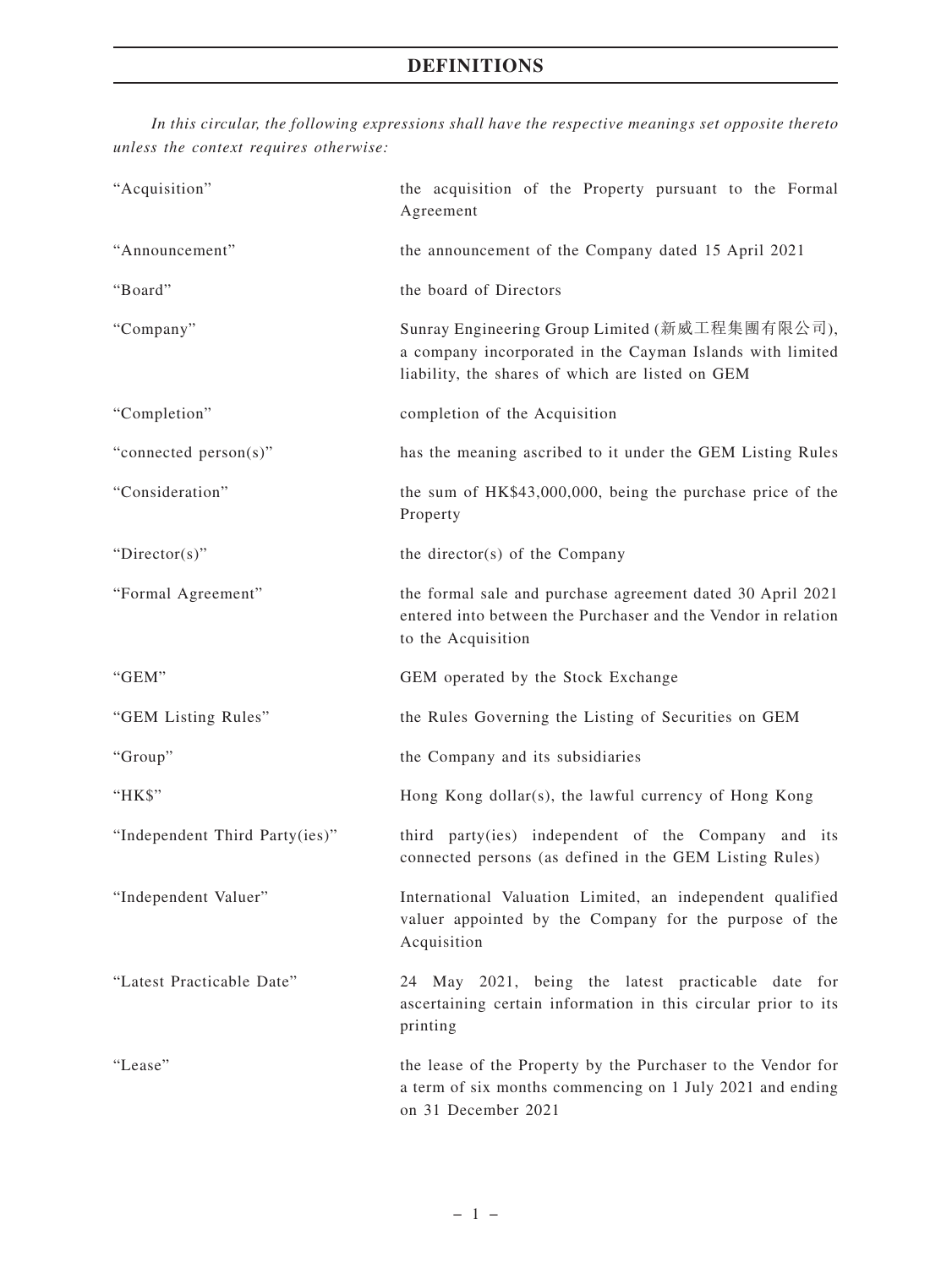# DEFINITIONS

*In this circular, the following expressions shall have the respective meanings set opposite thereto unless the context requires otherwise:*

| | |
|---|---|
| "Acquisition" | the acquisition of the Property pursuant to the Formal Agreement |
| "Announcement" | the announcement of the Company dated 15 April 2021 |
| "Board" | the board of Directors |
| "Company" | Sunray Engineering Group Limited (新威工程集團有限公司), a company incorporated in the Cayman Islands with limited liability, the shares of which are listed on GEM |
| "Completion" | completion of the Acquisition |
| "connected person(s)" | has the meaning ascribed to it under the GEM Listing Rules |
| "Consideration" | the sum of HK$43,000,000, being the purchase price of the Property |
| "Director(s)" | the director(s) of the Company |
| "Formal Agreement" | the formal sale and purchase agreement dated 30 April 2021 entered into between the Purchaser and the Vendor in relation to the Acquisition |
| "GEM" | GEM operated by the Stock Exchange |
| "GEM Listing Rules" | the Rules Governing the Listing of Securities on GEM |
| "Group" | the Company and its subsidiaries |
| "HK$" | Hong Kong dollar(s), the lawful currency of Hong Kong |
| "Independent Third Party(ies)" | third party(ies) independent of the Company and its connected persons (as defined in the GEM Listing Rules) |
| "Independent Valuer" | International Valuation Limited, an independent qualified valuer appointed by the Company for the purpose of the Acquisition |
| "Latest Practicable Date" | 24 May 2021, being the latest practicable date for ascertaining certain information in this circular prior to its printing |
| "Lease" | the lease of the Property by the Purchaser to the Vendor for a term of six months commencing on 1 July 2021 and ending on 31 December 2021 |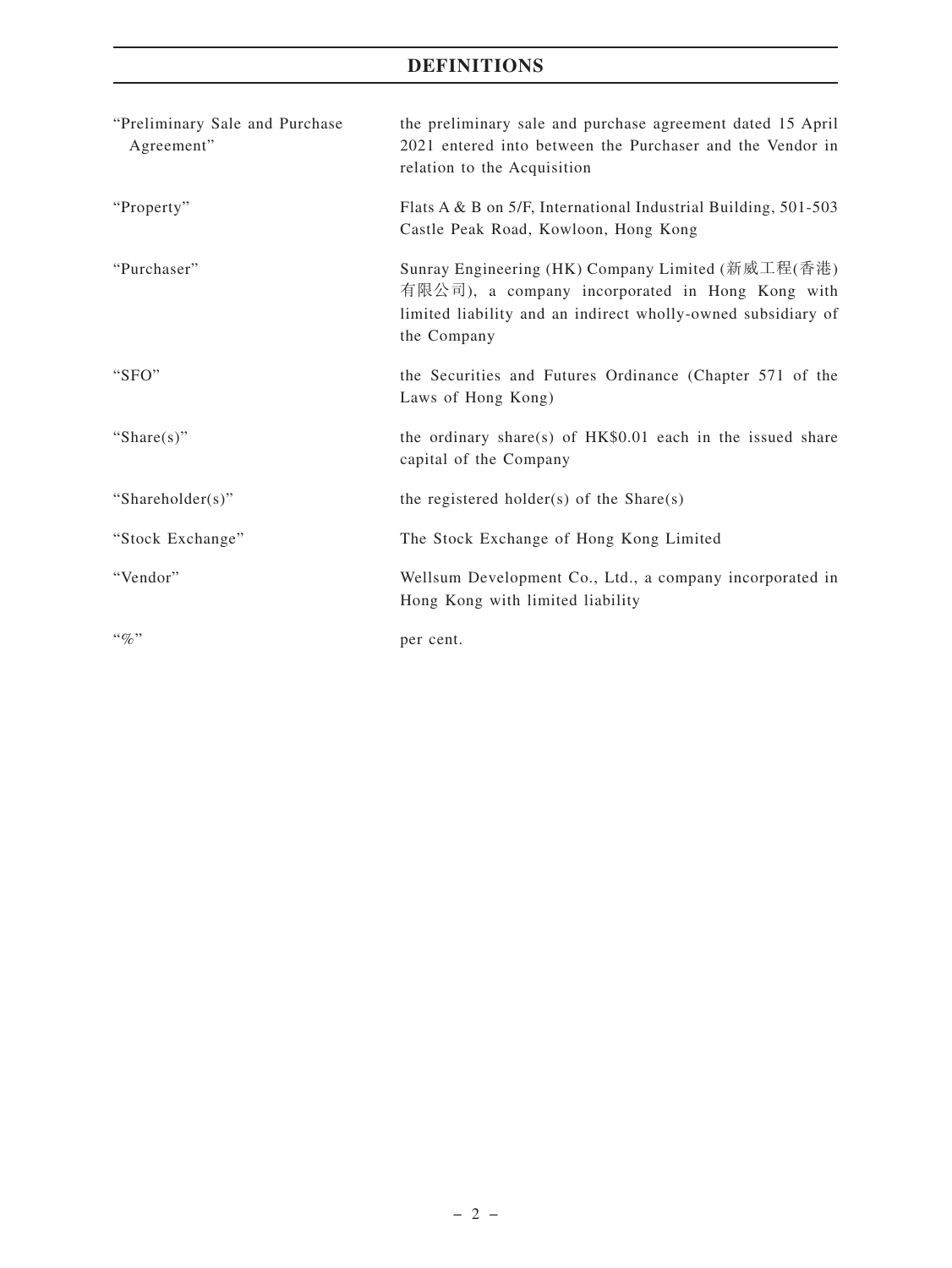| | |
|---|---|
| "Preliminary Sale and Purchase Agreement" | the preliminary sale and purchase agreement dated 15 April 2021 entered into between the Purchaser and the Vendor in relation to the Acquisition |
| "Property" | Flats A & B on 5/F, International Industrial Building, 501-503 Castle Peak Road, Kowloon, Hong Kong |
| "Purchaser" | Sunray Engineering (HK) Company Limited (新威工程(香港)有限公司), a company incorporated in Hong Kong with limited liability and an indirect wholly-owned subsidiary of the Company |
| "SFO" | the Securities and Futures Ordinance (Chapter 571 of the Laws of Hong Kong) |
| "Share(s)" | the ordinary share(s) of HK$0.01 each in the issued share capital of the Company |
| "Shareholder(s)" | the registered holder(s) of the Share(s) |
| "Stock Exchange" | The Stock Exchange of Hong Kong Limited |
| "Vendor" | Wellsum Development Co., Ltd., a company incorporated in Hong Kong with limited liability |
| "%" | per cent. |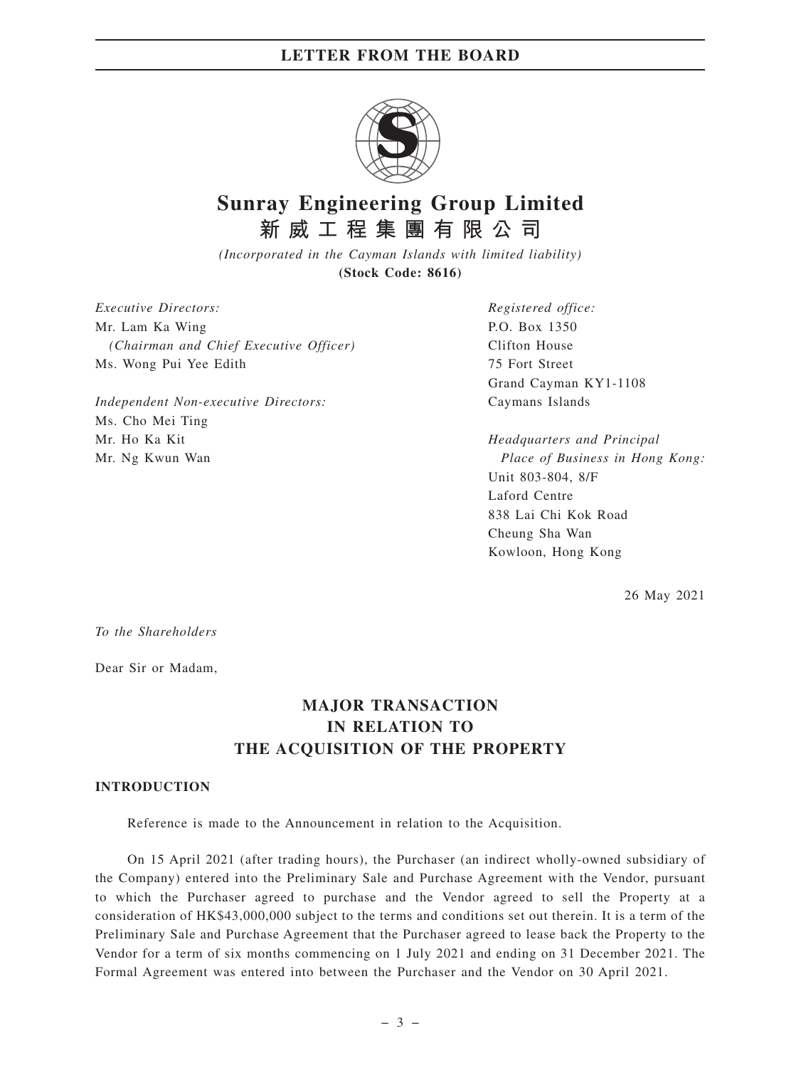# Sunray Engineering Group Limited
# 新威工程集團有限公司

*(Incorporated in the Cayman Islands with limited liability)*
**(Stock Code: 8616)**

*Executive Directors:*
Mr. Lam Ka Wing
*(Chairman and Chief Executive Officer)*
Ms. Wong Pui Yee Edith

*Independent Non-executive Directors:*
Ms. Cho Mei Ting
Mr. Ho Ka Kit
Mr. Ng Kwun Wan

*Registered office:*
P.O. Box 1350
Clifton House
75 Fort Street
Grand Cayman KY1-1108
Caymans Islands

*Headquarters and Principal Place of Business in Hong Kong:*
Unit 803-804, 8/F
Laford Centre
838 Lai Chi Kok Road
Cheung Sha Wan
Kowloon, Hong Kong

26 May 2021

*To the Shareholders*

Dear Sir or Madam,

## MAJOR TRANSACTION IN RELATION TO THE ACQUISITION OF THE PROPERTY

### INTRODUCTION

Reference is made to the Announcement in relation to the Acquisition.

On 15 April 2021 (after trading hours), the Purchaser (an indirect wholly-owned subsidiary of the Company) entered into the Preliminary Sale and Purchase Agreement with the Vendor, pursuant to which the Purchaser agreed to purchase and the Vendor agreed to sell the Property at a consideration of HK$43,000,000 subject to the terms and conditions set out therein. It is a term of the Preliminary Sale and Purchase Agreement that the Purchaser agreed to lease back the Property to the Vendor for a term of six months commencing on 1 July 2021 and ending on 31 December 2021. The Formal Agreement was entered into between the Purchaser and the Vendor on 30 April 2021.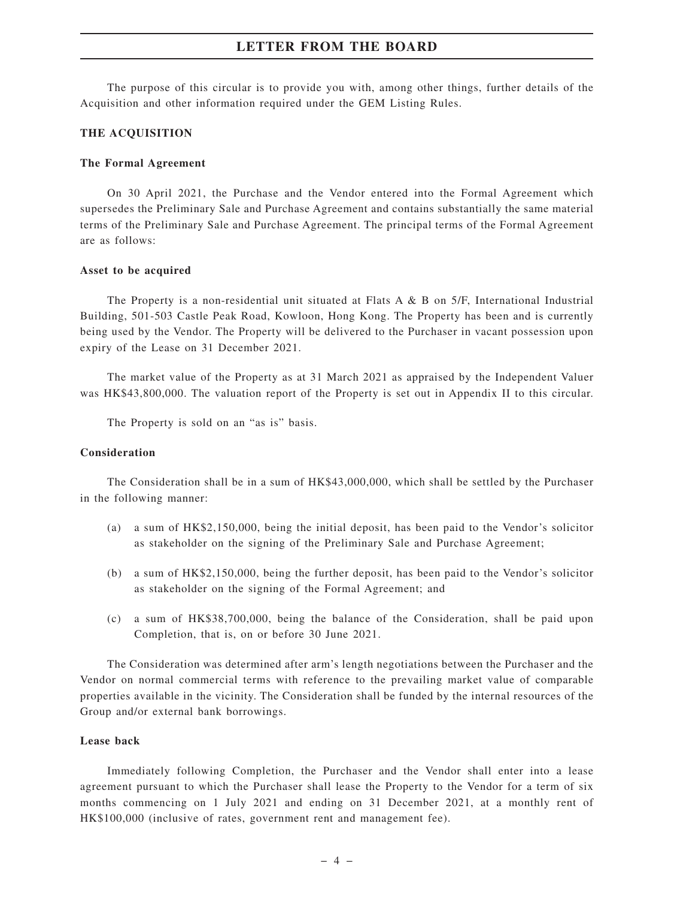# LETTER FROM THE BOARD

The purpose of this circular is to provide you with, among other things, further details of the Acquisition and other information required under the GEM Listing Rules.

## THE ACQUISITION

### The Formal Agreement

On 30 April 2021, the Purchase and the Vendor entered into the Formal Agreement which supersedes the Preliminary Sale and Purchase Agreement and contains substantially the same material terms of the Preliminary Sale and Purchase Agreement. The principal terms of the Formal Agreement are as follows:

### Asset to be acquired

The Property is a non-residential unit situated at Flats A & B on 5/F, International Industrial Building, 501-503 Castle Peak Road, Kowloon, Hong Kong. The Property has been and is currently being used by the Vendor. The Property will be delivered to the Purchaser in vacant possession upon expiry of the Lease on 31 December 2021.

The market value of the Property as at 31 March 2021 as appraised by the Independent Valuer was HK$43,800,000. The valuation report of the Property is set out in Appendix II to this circular.

The Property is sold on an "as is" basis.

### Consideration

The Consideration shall be in a sum of HK$43,000,000, which shall be settled by the Purchaser in the following manner:

(a) a sum of HK$2,150,000, being the initial deposit, has been paid to the Vendor's solicitor as stakeholder on the signing of the Preliminary Sale and Purchase Agreement;

(b) a sum of HK$2,150,000, being the further deposit, has been paid to the Vendor's solicitor as stakeholder on the signing of the Formal Agreement; and

(c) a sum of HK$38,700,000, being the balance of the Consideration, shall be paid upon Completion, that is, on or before 30 June 2021.

The Consideration was determined after arm's length negotiations between the Purchaser and the Vendor on normal commercial terms with reference to the prevailing market value of comparable properties available in the vicinity. The Consideration shall be funded by the internal resources of the Group and/or external bank borrowings.

### Lease back

Immediately following Completion, the Purchaser and the Vendor shall enter into a lease agreement pursuant to which the Purchaser shall lease the Property to the Vendor for a term of six months commencing on 1 July 2021 and ending on 31 December 2021, at a monthly rent of HK$100,000 (inclusive of rates, government rent and management fee).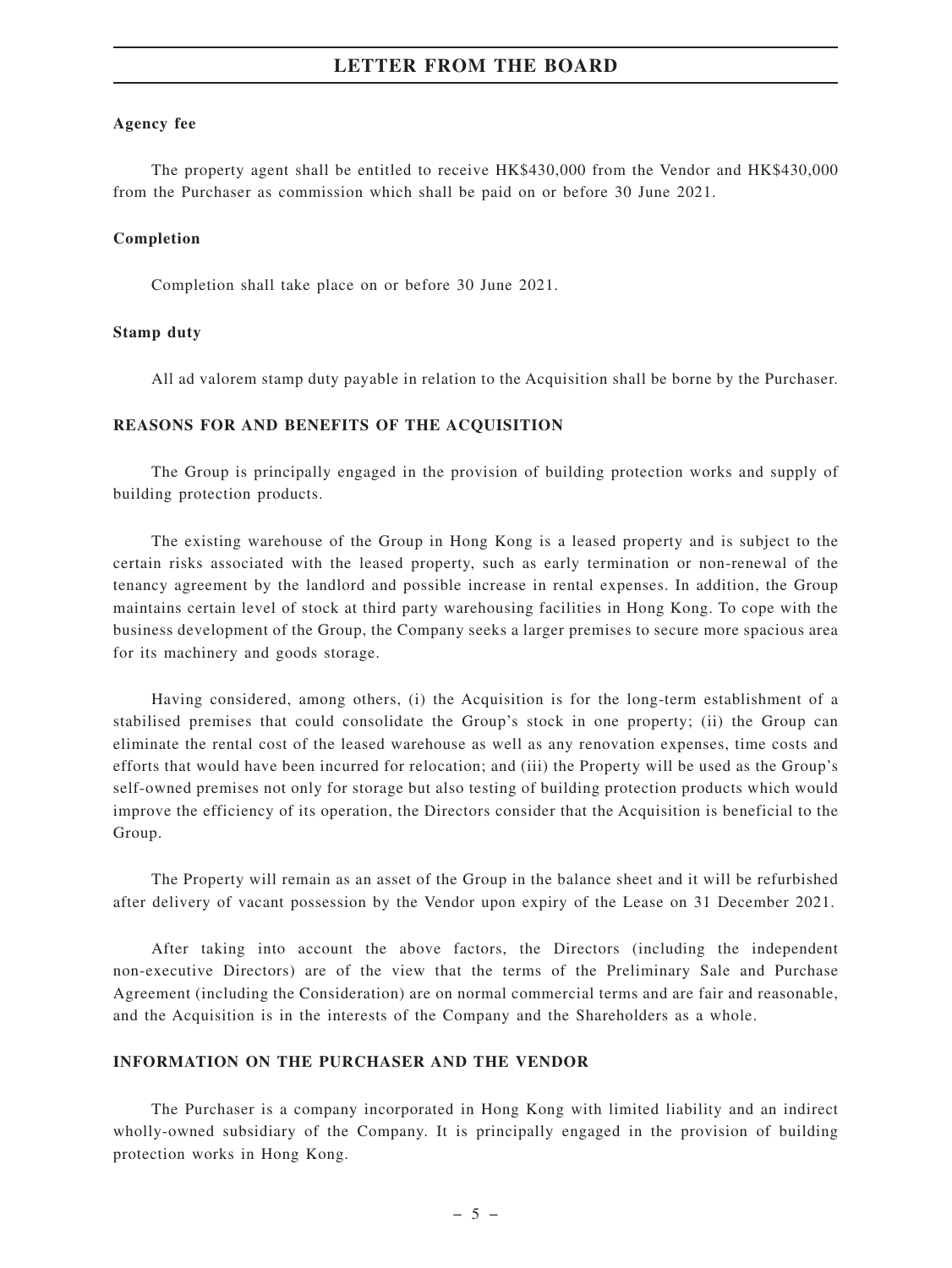**Agency fee**

The property agent shall be entitled to receive HK$430,000 from the Vendor and HK$430,000 from the Purchaser as commission which shall be paid on or before 30 June 2021.

**Completion**

Completion shall take place on or before 30 June 2021.

**Stamp duty**

All ad valorem stamp duty payable in relation to the Acquisition shall be borne by the Purchaser.

**REASONS FOR AND BENEFITS OF THE ACQUISITION**

The Group is principally engaged in the provision of building protection works and supply of building protection products.

The existing warehouse of the Group in Hong Kong is a leased property and is subject to the certain risks associated with the leased property, such as early termination or non-renewal of the tenancy agreement by the landlord and possible increase in rental expenses. In addition, the Group maintains certain level of stock at third party warehousing facilities in Hong Kong. To cope with the business development of the Group, the Company seeks a larger premises to secure more spacious area for its machinery and goods storage.

Having considered, among others, (i) the Acquisition is for the long-term establishment of a stabilised premises that could consolidate the Group's stock in one property; (ii) the Group can eliminate the rental cost of the leased warehouse as well as any renovation expenses, time costs and efforts that would have been incurred for relocation; and (iii) the Property will be used as the Group's self-owned premises not only for storage but also testing of building protection products which would improve the efficiency of its operation, the Directors consider that the Acquisition is beneficial to the Group.

The Property will remain as an asset of the Group in the balance sheet and it will be refurbished after delivery of vacant possession by the Vendor upon expiry of the Lease on 31 December 2021.

After taking into account the above factors, the Directors (including the independent non-executive Directors) are of the view that the terms of the Preliminary Sale and Purchase Agreement (including the Consideration) are on normal commercial terms and are fair and reasonable, and the Acquisition is in the interests of the Company and the Shareholders as a whole.

**INFORMATION ON THE PURCHASER AND THE VENDOR**

The Purchaser is a company incorporated in Hong Kong with limited liability and an indirect wholly-owned subsidiary of the Company. It is principally engaged in the provision of building protection works in Hong Kong.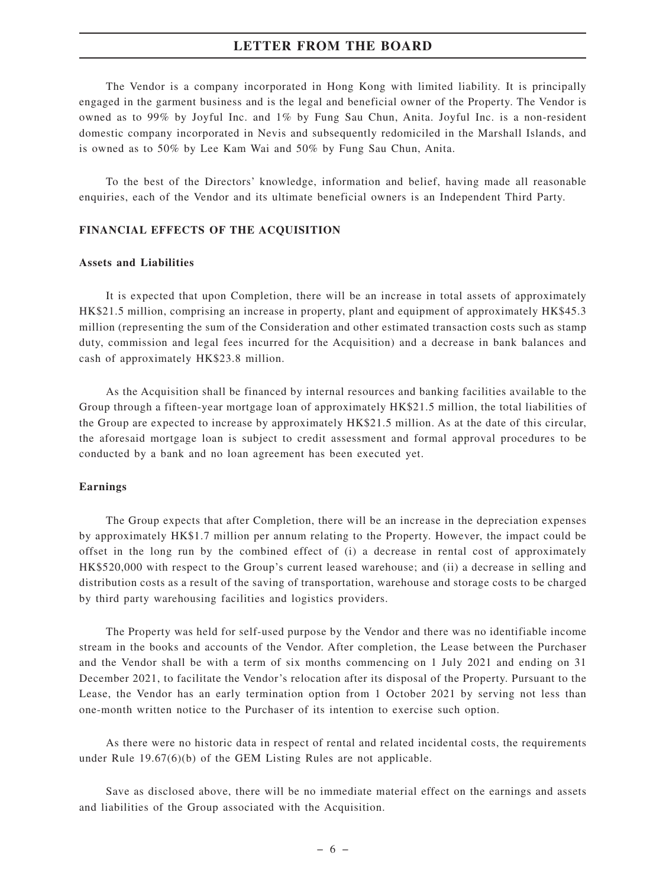The Vendor is a company incorporated in Hong Kong with limited liability. It is principally engaged in the garment business and is the legal and beneficial owner of the Property. The Vendor is owned as to 99% by Joyful Inc. and 1% by Fung Sau Chun, Anita. Joyful Inc. is a non-resident domestic company incorporated in Nevis and subsequently redomiciled in the Marshall Islands, and is owned as to 50% by Lee Kam Wai and 50% by Fung Sau Chun, Anita.

To the best of the Directors' knowledge, information and belief, having made all reasonable enquiries, each of the Vendor and its ultimate beneficial owners is an Independent Third Party.

## FINANCIAL EFFECTS OF THE ACQUISITION

### Assets and Liabilities

It is expected that upon Completion, there will be an increase in total assets of approximately HK$21.5 million, comprising an increase in property, plant and equipment of approximately HK$45.3 million (representing the sum of the Consideration and other estimated transaction costs such as stamp duty, commission and legal fees incurred for the Acquisition) and a decrease in bank balances and cash of approximately HK$23.8 million.

As the Acquisition shall be financed by internal resources and banking facilities available to the Group through a fifteen-year mortgage loan of approximately HK$21.5 million, the total liabilities of the Group are expected to increase by approximately HK$21.5 million. As at the date of this circular, the aforesaid mortgage loan is subject to credit assessment and formal approval procedures to be conducted by a bank and no loan agreement has been executed yet.

### Earnings

The Group expects that after Completion, there will be an increase in the depreciation expenses by approximately HK$1.7 million per annum relating to the Property. However, the impact could be offset in the long run by the combined effect of (i) a decrease in rental cost of approximately HK$520,000 with respect to the Group's current leased warehouse; and (ii) a decrease in selling and distribution costs as a result of the saving of transportation, warehouse and storage costs to be charged by third party warehousing facilities and logistics providers.

The Property was held for self-used purpose by the Vendor and there was no identifiable income stream in the books and accounts of the Vendor. After completion, the Lease between the Purchaser and the Vendor shall be with a term of six months commencing on 1 July 2021 and ending on 31 December 2021, to facilitate the Vendor's relocation after its disposal of the Property. Pursuant to the Lease, the Vendor has an early termination option from 1 October 2021 by serving not less than one-month written notice to the Purchaser of its intention to exercise such option.

As there were no historic data in respect of rental and related incidental costs, the requirements under Rule 19.67(6)(b) of the GEM Listing Rules are not applicable.

Save as disclosed above, there will be no immediate material effect on the earnings and assets and liabilities of the Group associated with the Acquisition.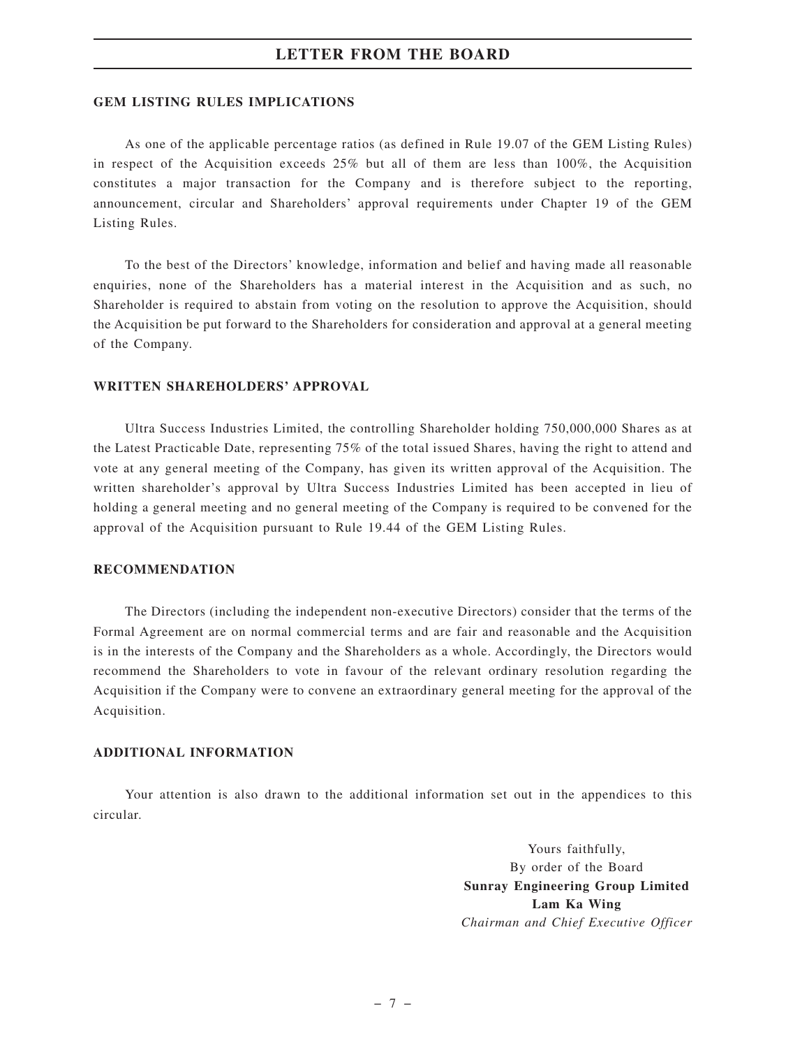## GEM LISTING RULES IMPLICATIONS

As one of the applicable percentage ratios (as defined in Rule 19.07 of the GEM Listing Rules) in respect of the Acquisition exceeds 25% but all of them are less than 100%, the Acquisition constitutes a major transaction for the Company and is therefore subject to the reporting, announcement, circular and Shareholders' approval requirements under Chapter 19 of the GEM Listing Rules.

To the best of the Directors' knowledge, information and belief and having made all reasonable enquiries, none of the Shareholders has a material interest in the Acquisition and as such, no Shareholder is required to abstain from voting on the resolution to approve the Acquisition, should the Acquisition be put forward to the Shareholders for consideration and approval at a general meeting of the Company.

## WRITTEN SHAREHOLDERS' APPROVAL

Ultra Success Industries Limited, the controlling Shareholder holding 750,000,000 Shares as at the Latest Practicable Date, representing 75% of the total issued Shares, having the right to attend and vote at any general meeting of the Company, has given its written approval of the Acquisition. The written shareholder's approval by Ultra Success Industries Limited has been accepted in lieu of holding a general meeting and no general meeting of the Company is required to be convened for the approval of the Acquisition pursuant to Rule 19.44 of the GEM Listing Rules.

## RECOMMENDATION

The Directors (including the independent non-executive Directors) consider that the terms of the Formal Agreement are on normal commercial terms and are fair and reasonable and the Acquisition is in the interests of the Company and the Shareholders as a whole. Accordingly, the Directors would recommend the Shareholders to vote in favour of the relevant ordinary resolution regarding the Acquisition if the Company were to convene an extraordinary general meeting for the approval of the Acquisition.

## ADDITIONAL INFORMATION

Your attention is also drawn to the additional information set out in the appendices to this circular.

Yours faithfully,
By order of the Board
**Sunray Engineering Group Limited**
**Lam Ka Wing**
*Chairman and Chief Executive Officer*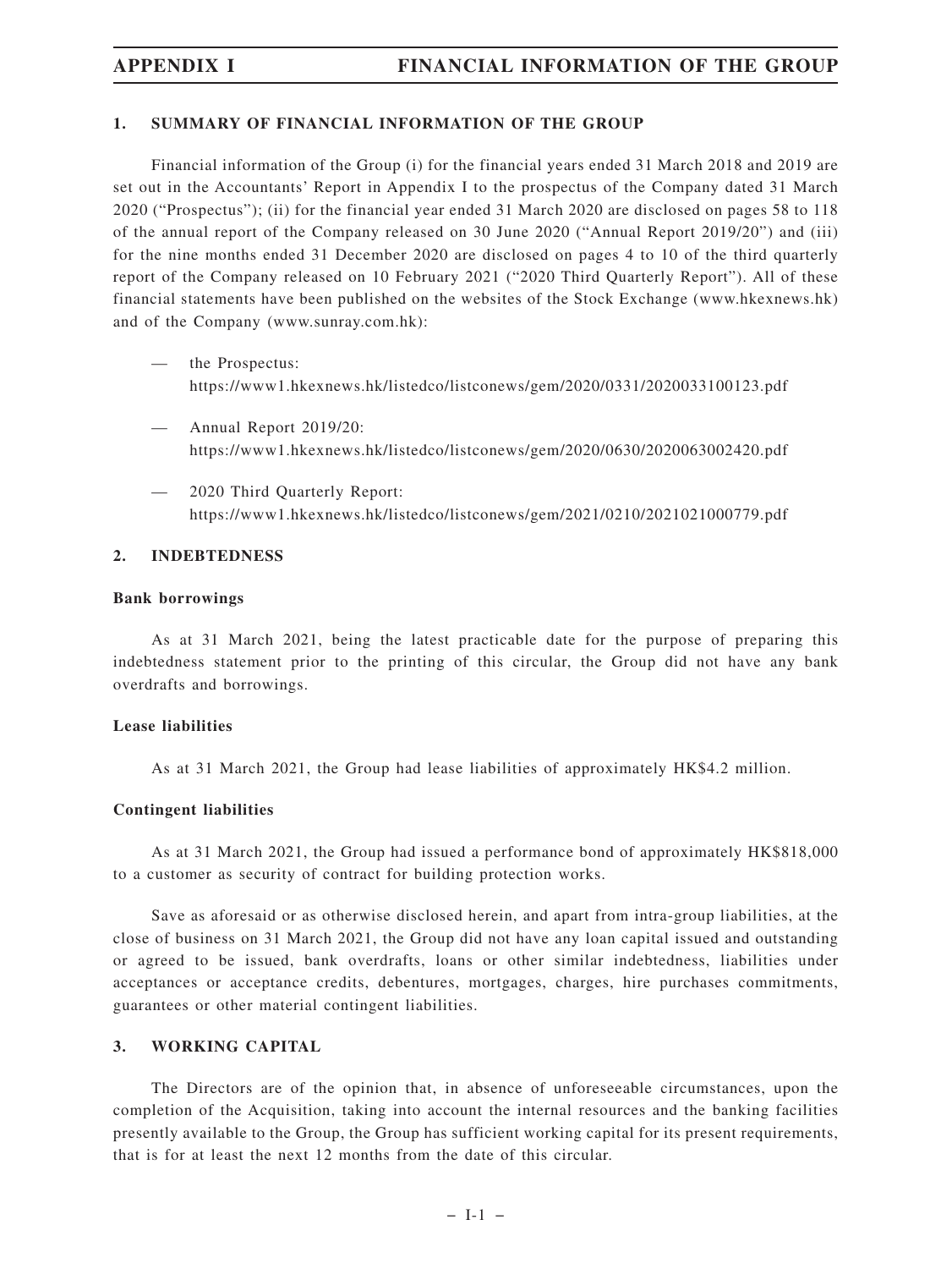# APPENDIX I FINANCIAL INFORMATION OF THE GROUP

## 1. SUMMARY OF FINANCIAL INFORMATION OF THE GROUP

Financial information of the Group (i) for the financial years ended 31 March 2018 and 2019 are set out in the Accountants' Report in Appendix I to the prospectus of the Company dated 31 March 2020 ("Prospectus"); (ii) for the financial year ended 31 March 2020 are disclosed on pages 58 to 118 of the annual report of the Company released on 30 June 2020 ("Annual Report 2019/20") and (iii) for the nine months ended 31 December 2020 are disclosed on pages 4 to 10 of the third quarterly report of the Company released on 10 February 2021 ("2020 Third Quarterly Report"). All of these financial statements have been published on the websites of the Stock Exchange (www.hkexnews.hk) and of the Company (www.sunray.com.hk):

— the Prospectus:
https://www1.hkexnews.hk/listedco/listconews/gem/2020/0331/2020033100123.pdf

— Annual Report 2019/20:
https://www1.hkexnews.hk/listedco/listconews/gem/2020/0630/2020063002420.pdf

— 2020 Third Quarterly Report:
https://www1.hkexnews.hk/listedco/listconews/gem/2021/0210/2021021000779.pdf

## 2. INDEBTEDNESS

**Bank borrowings**

As at 31 March 2021, being the latest practicable date for the purpose of preparing this indebtedness statement prior to the printing of this circular, the Group did not have any bank overdrafts and borrowings.

**Lease liabilities**

As at 31 March 2021, the Group had lease liabilities of approximately HK$4.2 million.

**Contingent liabilities**

As at 31 March 2021, the Group had issued a performance bond of approximately HK$818,000 to a customer as security of contract for building protection works.

Save as aforesaid or as otherwise disclosed herein, and apart from intra-group liabilities, at the close of business on 31 March 2021, the Group did not have any loan capital issued and outstanding or agreed to be issued, bank overdrafts, loans or other similar indebtedness, liabilities under acceptances or acceptance credits, debentures, mortgages, charges, hire purchases commitments, guarantees or other material contingent liabilities.

## 3. WORKING CAPITAL

The Directors are of the opinion that, in absence of unforeseeable circumstances, upon the completion of the Acquisition, taking into account the internal resources and the banking facilities presently available to the Group, the Group has sufficient working capital for its present requirements, that is for at least the next 12 months from the date of this circular.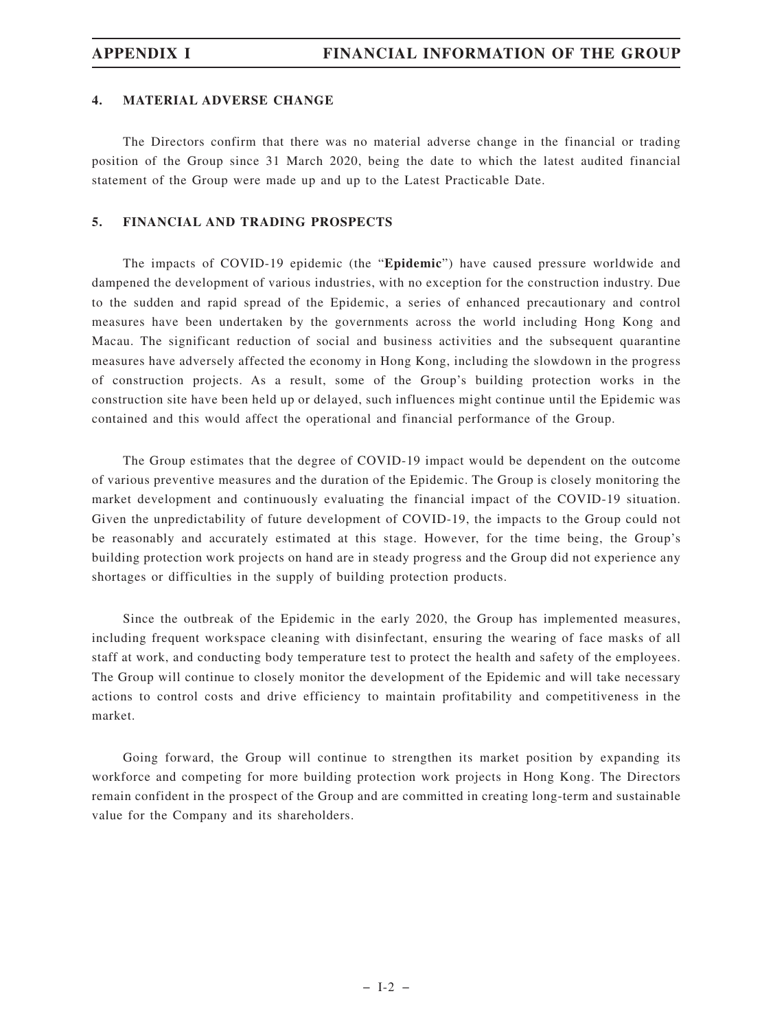## 4. MATERIAL ADVERSE CHANGE

The Directors confirm that there was no material adverse change in the financial or trading position of the Group since 31 March 2020, being the date to which the latest audited financial statement of the Group were made up and up to the Latest Practicable Date.

## 5. FINANCIAL AND TRADING PROSPECTS

The impacts of COVID-19 epidemic (the "**Epidemic**") have caused pressure worldwide and dampened the development of various industries, with no exception for the construction industry. Due to the sudden and rapid spread of the Epidemic, a series of enhanced precautionary and control measures have been undertaken by the governments across the world including Hong Kong and Macau. The significant reduction of social and business activities and the subsequent quarantine measures have adversely affected the economy in Hong Kong, including the slowdown in the progress of construction projects. As a result, some of the Group's building protection works in the construction site have been held up or delayed, such influences might continue until the Epidemic was contained and this would affect the operational and financial performance of the Group.

The Group estimates that the degree of COVID-19 impact would be dependent on the outcome of various preventive measures and the duration of the Epidemic. The Group is closely monitoring the market development and continuously evaluating the financial impact of the COVID-19 situation. Given the unpredictability of future development of COVID-19, the impacts to the Group could not be reasonably and accurately estimated at this stage. However, for the time being, the Group's building protection work projects on hand are in steady progress and the Group did not experience any shortages or difficulties in the supply of building protection products.

Since the outbreak of the Epidemic in the early 2020, the Group has implemented measures, including frequent workspace cleaning with disinfectant, ensuring the wearing of face masks of all staff at work, and conducting body temperature test to protect the health and safety of the employees. The Group will continue to closely monitor the development of the Epidemic and will take necessary actions to control costs and drive efficiency to maintain profitability and competitiveness in the market.

Going forward, the Group will continue to strengthen its market position by expanding its workforce and competing for more building protection work projects in Hong Kong. The Directors remain confident in the prospect of the Group and are committed in creating long-term and sustainable value for the Company and its shareholders.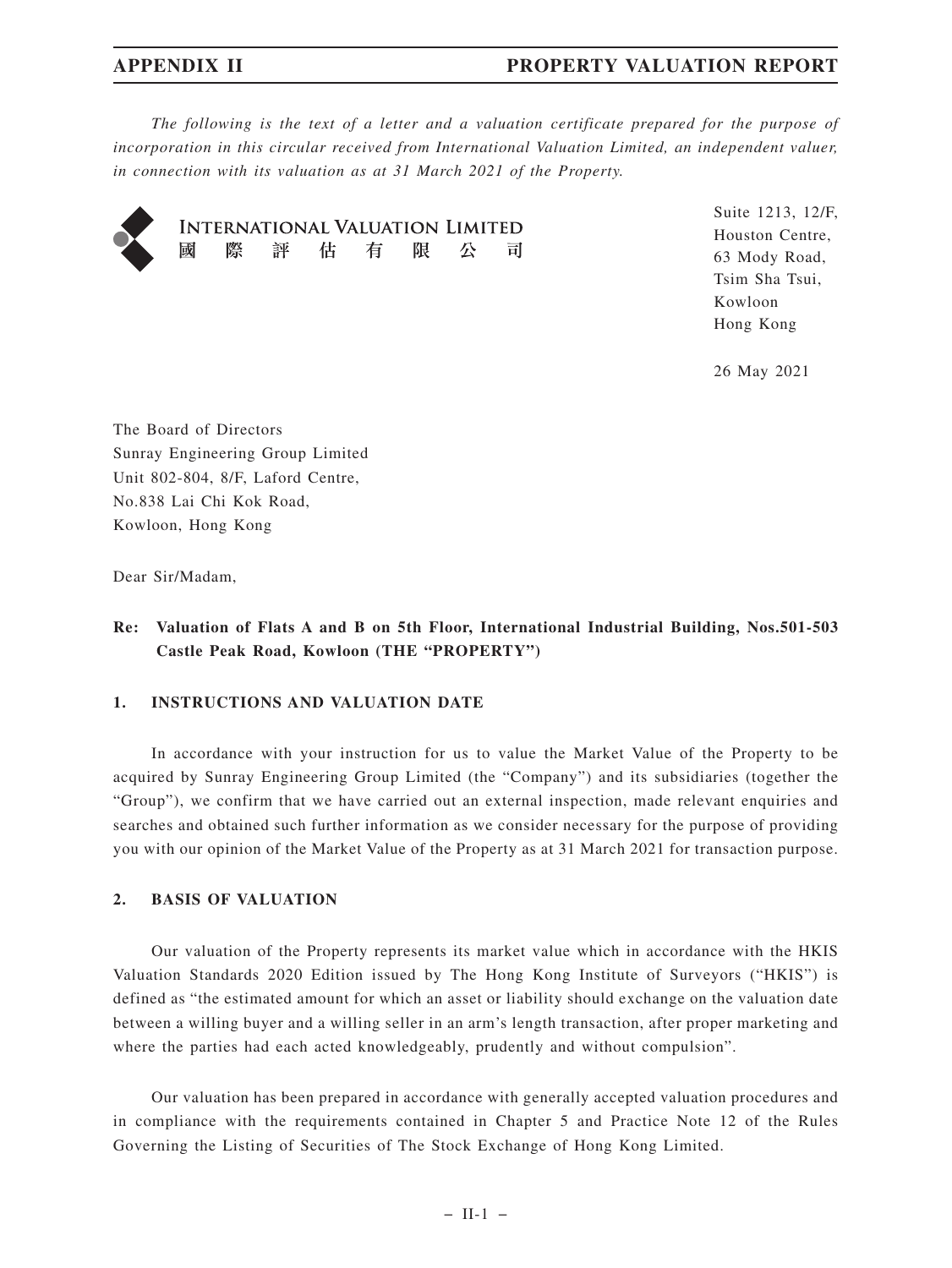The following is the text of a letter and a valuation certificate prepared for the purpose of incorporation in this circular received from International Valuation Limited, an independent valuer, in connection with its valuation as at 31 March 2021 of the Property.

**INTERNATIONAL VALUATION LIMITED**
**國 際 評 估 有 限 公 司**

Suite 1213, 12/F,
Houston Centre,
63 Mody Road,
Tsim Sha Tsui,
Kowloon
Hong Kong

26 May 2021

The Board of Directors
Sunray Engineering Group Limited
Unit 802-804, 8/F, Laford Centre,
No.838 Lai Chi Kok Road,
Kowloon, Hong Kong

Dear Sir/Madam,

**Re: Valuation of Flats A and B on 5th Floor, International Industrial Building, Nos.501-503 Castle Peak Road, Kowloon (THE "PROPERTY")**

## 1. INSTRUCTIONS AND VALUATION DATE

In accordance with your instruction for us to value the Market Value of the Property to be acquired by Sunray Engineering Group Limited (the "Company") and its subsidiaries (together the "Group"), we confirm that we have carried out an external inspection, made relevant enquiries and searches and obtained such further information as we consider necessary for the purpose of providing you with our opinion of the Market Value of the Property as at 31 March 2021 for transaction purpose.

## 2. BASIS OF VALUATION

Our valuation of the Property represents its market value which in accordance with the HKIS Valuation Standards 2020 Edition issued by The Hong Kong Institute of Surveyors ("HKIS") is defined as "the estimated amount for which an asset or liability should exchange on the valuation date between a willing buyer and a willing seller in an arm's length transaction, after proper marketing and where the parties had each acted knowledgeably, prudently and without compulsion".

Our valuation has been prepared in accordance with generally accepted valuation procedures and in compliance with the requirements contained in Chapter 5 and Practice Note 12 of the Rules Governing the Listing of Securities of The Stock Exchange of Hong Kong Limited.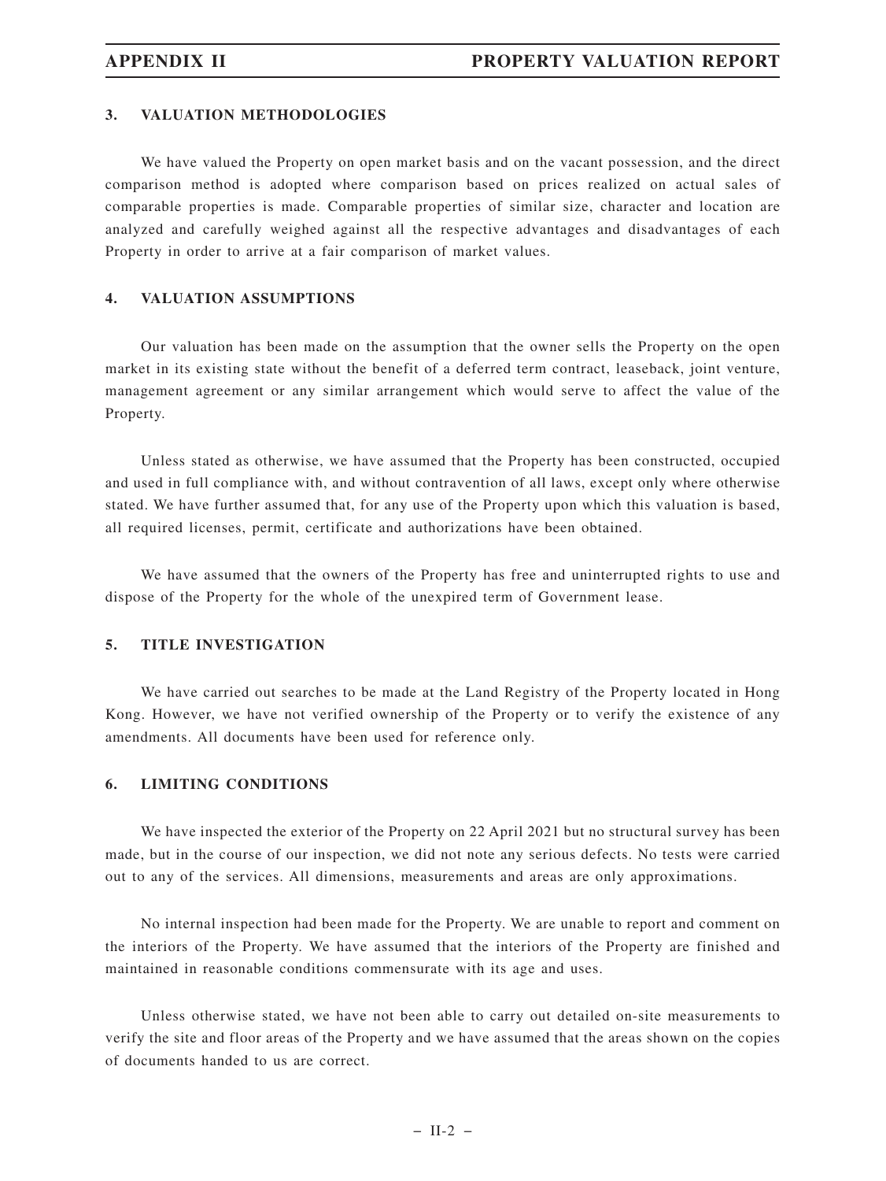## 3. VALUATION METHODOLOGIES

We have valued the Property on open market basis and on the vacant possession, and the direct comparison method is adopted where comparison based on prices realized on actual sales of comparable properties is made. Comparable properties of similar size, character and location are analyzed and carefully weighed against all the respective advantages and disadvantages of each Property in order to arrive at a fair comparison of market values.

## 4. VALUATION ASSUMPTIONS

Our valuation has been made on the assumption that the owner sells the Property on the open market in its existing state without the benefit of a deferred term contract, leaseback, joint venture, management agreement or any similar arrangement which would serve to affect the value of the Property.

Unless stated as otherwise, we have assumed that the Property has been constructed, occupied and used in full compliance with, and without contravention of all laws, except only where otherwise stated. We have further assumed that, for any use of the Property upon which this valuation is based, all required licenses, permit, certificate and authorizations have been obtained.

We have assumed that the owners of the Property has free and uninterrupted rights to use and dispose of the Property for the whole of the unexpired term of Government lease.

## 5. TITLE INVESTIGATION

We have carried out searches to be made at the Land Registry of the Property located in Hong Kong. However, we have not verified ownership of the Property or to verify the existence of any amendments. All documents have been used for reference only.

## 6. LIMITING CONDITIONS

We have inspected the exterior of the Property on 22 April 2021 but no structural survey has been made, but in the course of our inspection, we did not note any serious defects. No tests were carried out to any of the services. All dimensions, measurements and areas are only approximations.

No internal inspection had been made for the Property. We are unable to report and comment on the interiors of the Property. We have assumed that the interiors of the Property are finished and maintained in reasonable conditions commensurate with its age and uses.

Unless otherwise stated, we have not been able to carry out detailed on-site measurements to verify the site and floor areas of the Property and we have assumed that the areas shown on the copies of documents handed to us are correct.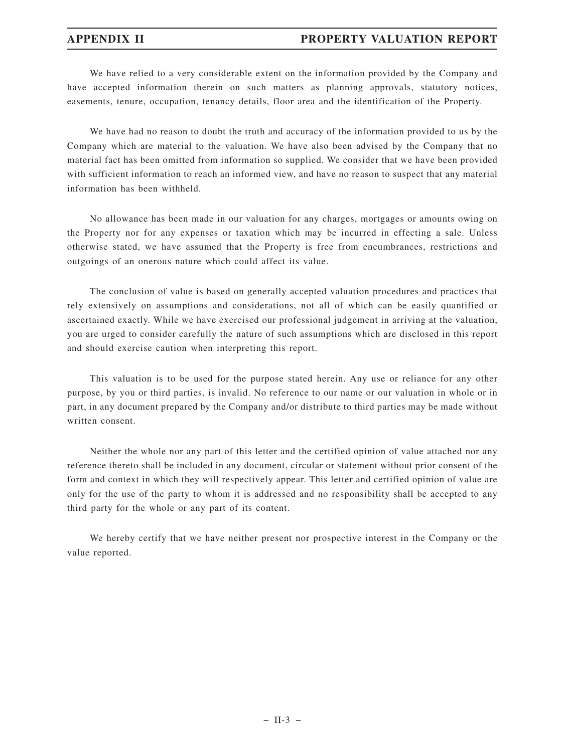We have relied to a very considerable extent on the information provided by the Company and have accepted information therein on such matters as planning approvals, statutory notices, easements, tenure, occupation, tenancy details, floor area and the identification of the Property.

We have had no reason to doubt the truth and accuracy of the information provided to us by the Company which are material to the valuation. We have also been advised by the Company that no material fact has been omitted from information so supplied. We consider that we have been provided with sufficient information to reach an informed view, and have no reason to suspect that any material information has been withheld.

No allowance has been made in our valuation for any charges, mortgages or amounts owing on the Property nor for any expenses or taxation which may be incurred in effecting a sale. Unless otherwise stated, we have assumed that the Property is free from encumbrances, restrictions and outgoings of an onerous nature which could affect its value.

The conclusion of value is based on generally accepted valuation procedures and practices that rely extensively on assumptions and considerations, not all of which can be easily quantified or ascertained exactly. While we have exercised our professional judgement in arriving at the valuation, you are urged to consider carefully the nature of such assumptions which are disclosed in this report and should exercise caution when interpreting this report.

This valuation is to be used for the purpose stated herein. Any use or reliance for any other purpose, by you or third parties, is invalid. No reference to our name or our valuation in whole or in part, in any document prepared by the Company and/or distribute to third parties may be made without written consent.

Neither the whole nor any part of this letter and the certified opinion of value attached nor any reference thereto shall be included in any document, circular or statement without prior consent of the form and context in which they will respectively appear. This letter and certified opinion of value are only for the use of the party to whom it is addressed and no responsibility shall be accepted to any third party for the whole or any part of its content.

We hereby certify that we have neither present nor prospective interest in the Company or the value reported.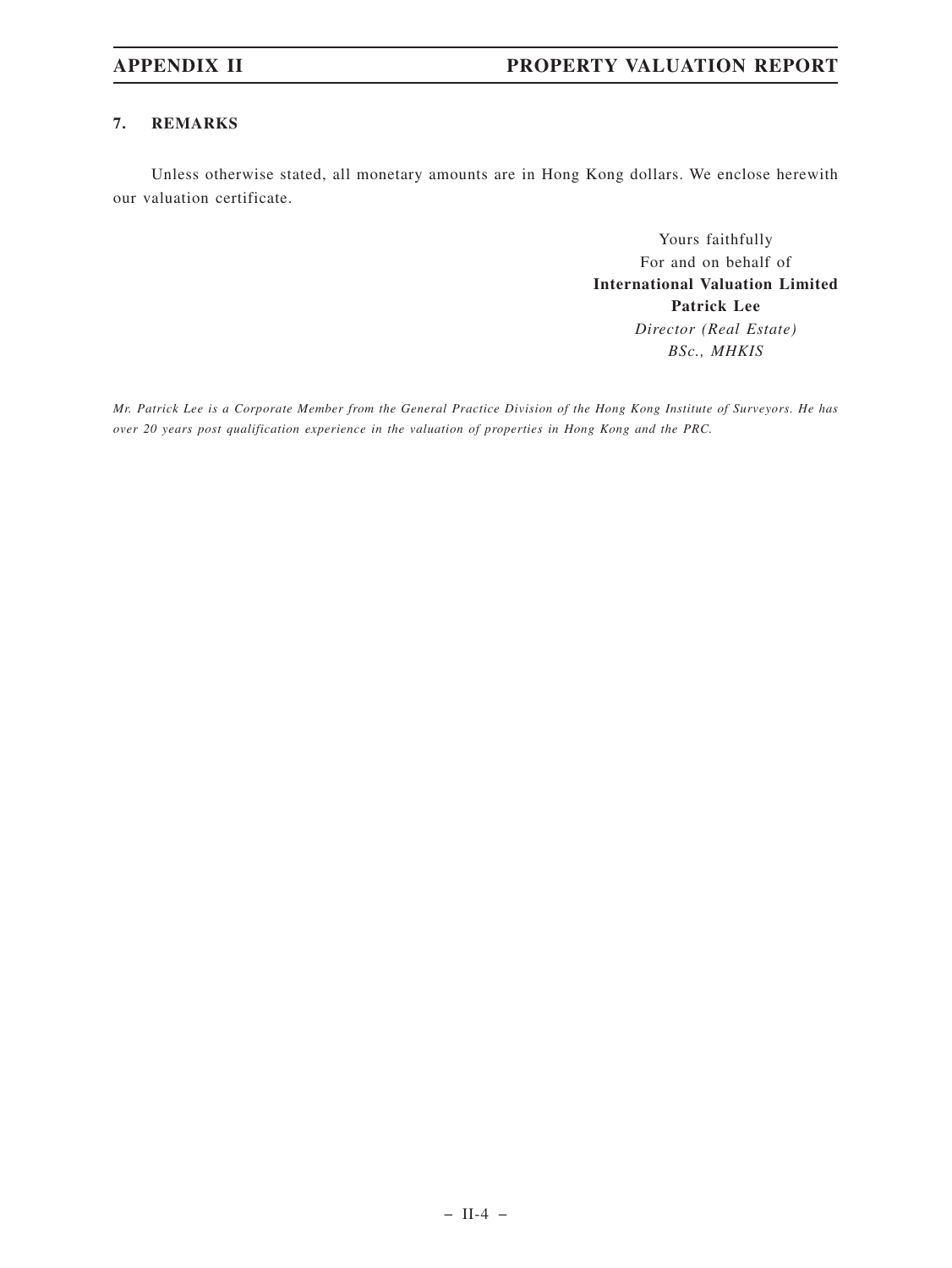## 7. REMARKS

Unless otherwise stated, all monetary amounts are in Hong Kong dollars. We enclose herewith our valuation certificate.

Yours faithfully  
For and on behalf of  
**International Valuation Limited**  
**Patrick Lee**  
*Director (Real Estate)*  
*BSc., MHKIS*

*Mr. Patrick Lee is a Corporate Member from the General Practice Division of the Hong Kong Institute of Surveyors. He has over 20 years post qualification experience in the valuation of properties in Hong Kong and the PRC.*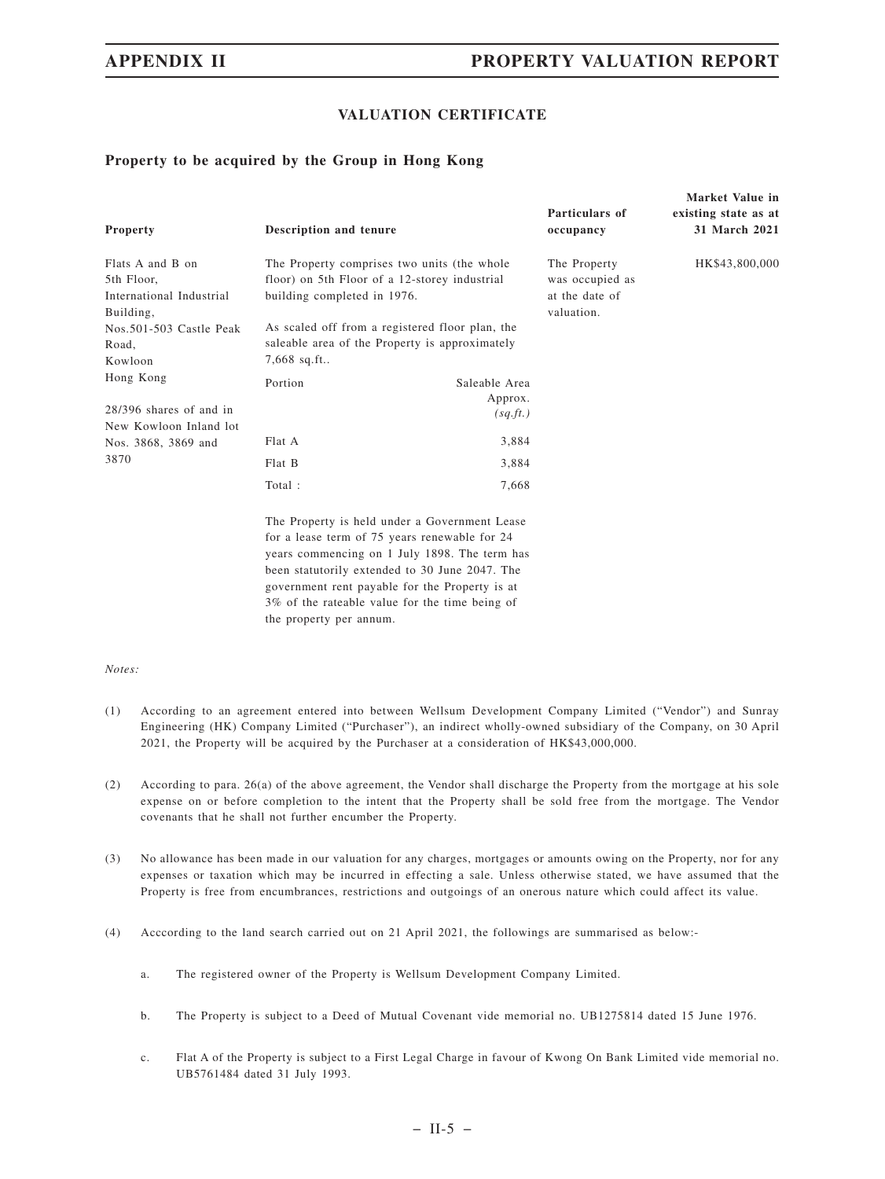## VALUATION CERTIFICATE

### Property to be acquired by the Group in Hong Kong

| Property | Description and tenure | Particulars of occupancy | Market Value in existing state as at 31 March 2021 |
|---|---|---|---|
| Flats A and B on 5th Floor, International Industrial Building, Nos.501-503 Castle Peak Road, Kowloon Hong Kong<br><br>28/396 shares of and in New Kowloon Inland lot Nos. 3868, 3869 and 3870 | The Property comprises two units (the whole floor) on 5th Floor of a 12-storey industrial building completed in 1976.<br><br>As scaled off from a registered floor plan, the saleable area of the Property is approximately 7,668 sq.ft..<br><br>Portion — Saleable Area Approx. *(sq.ft.)*<br>Flat A — 3,884<br>Flat B — 3,884<br>Total : — 7,668<br><br>The Property is held under a Government Lease for a lease term of 75 years renewable for 24 years commencing on 1 July 1898. The term has been statutorily extended to 30 June 2047. The government rent payable for the Property is at 3% of the rateable value for the time being of the property per annum. | The Property was occupied as at the date of valuation. | HK$43,800,000 |

*Notes:*

(1) According to an agreement entered into between Wellsum Development Company Limited ("Vendor") and Sunray Engineering (HK) Company Limited ("Purchaser"), an indirect wholly-owned subsidiary of the Company, on 30 April 2021, the Property will be acquired by the Purchaser at a consideration of HK$43,000,000.

(2) According to para. 26(a) of the above agreement, the Vendor shall discharge the Property from the mortgage at his sole expense on or before completion to the intent that the Property shall be sold free from the mortgage. The Vendor covenants that he shall not further encumber the Property.

(3) No allowance has been made in our valuation for any charges, mortgages or amounts owing on the Property, nor for any expenses or taxation which may be incurred in effecting a sale. Unless otherwise stated, we have assumed that the Property is free from encumbrances, restrictions and outgoings of an onerous nature which could affect its value.

(4) Acccording to the land search carried out on 21 April 2021, the followings are summarised as below:-

   a. The registered owner of the Property is Wellsum Development Company Limited.

   b. The Property is subject to a Deed of Mutual Covenant vide memorial no. UB1275814 dated 15 June 1976.

   c. Flat A of the Property is subject to a First Legal Charge in favour of Kwong On Bank Limited vide memorial no. UB5761484 dated 31 July 1993.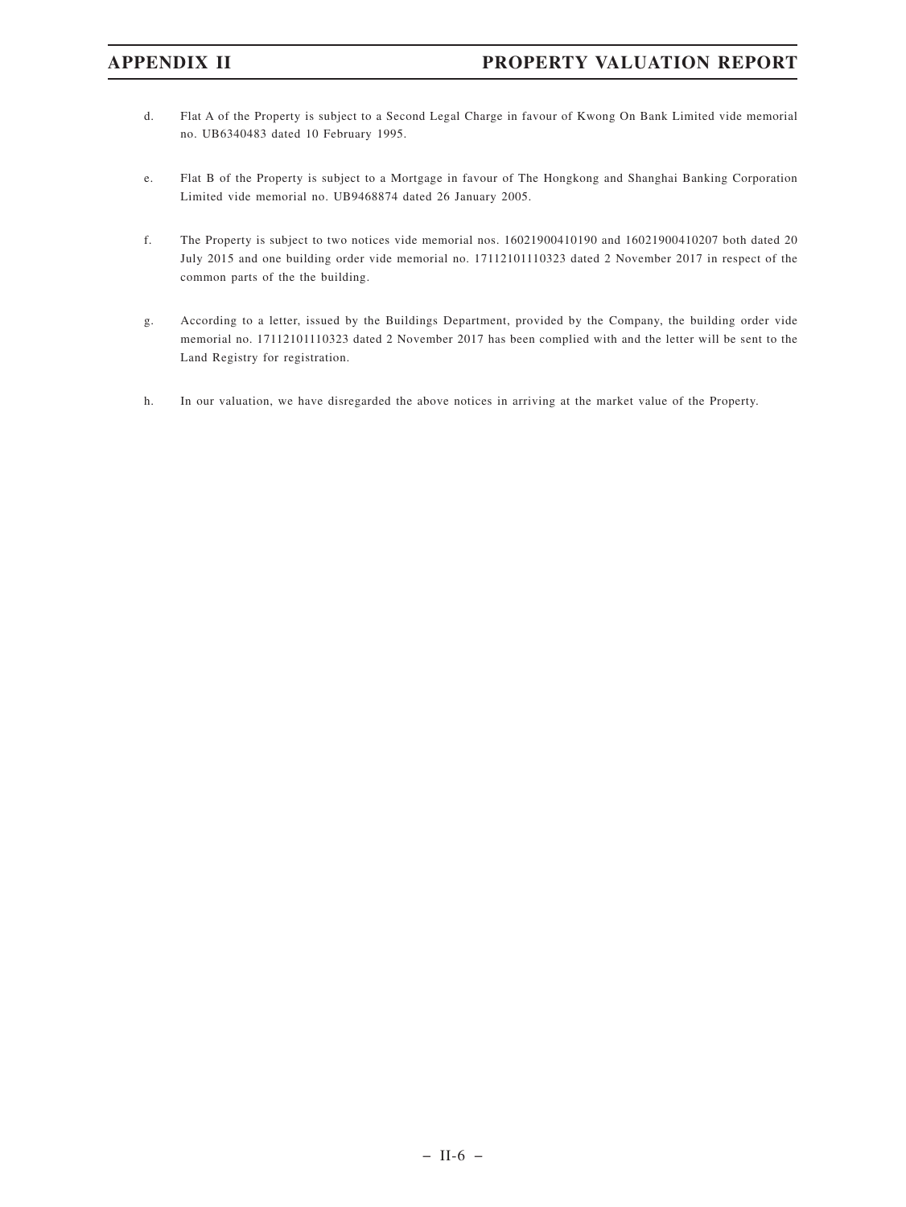d. Flat A of the Property is subject to a Second Legal Charge in favour of Kwong On Bank Limited vide memorial no. UB6340483 dated 10 February 1995.

e. Flat B of the Property is subject to a Mortgage in favour of The Hongkong and Shanghai Banking Corporation Limited vide memorial no. UB9468874 dated 26 January 2005.

f. The Property is subject to two notices vide memorial nos. 16021900410190 and 16021900410207 both dated 20 July 2015 and one building order vide memorial no. 17112101110323 dated 2 November 2017 in respect of the common parts of the the building.

g. According to a letter, issued by the Buildings Department, provided by the Company, the building order vide memorial no. 17112101110323 dated 2 November 2017 has been complied with and the letter will be sent to the Land Registry for registration.

h. In our valuation, we have disregarded the above notices in arriving at the market value of the Property.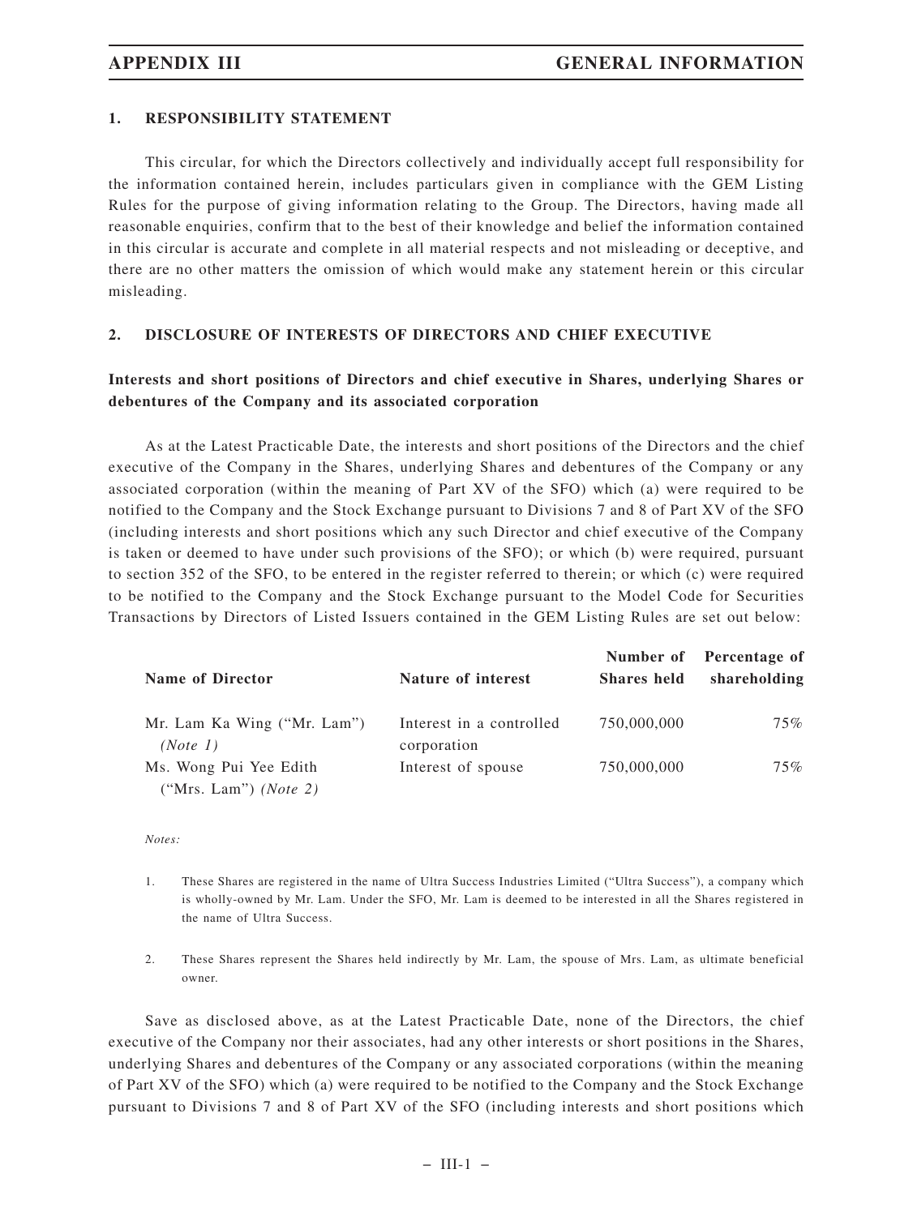## 1. RESPONSIBILITY STATEMENT

This circular, for which the Directors collectively and individually accept full responsibility for the information contained herein, includes particulars given in compliance with the GEM Listing Rules for the purpose of giving information relating to the Group. The Directors, having made all reasonable enquiries, confirm that to the best of their knowledge and belief the information contained in this circular is accurate and complete in all material respects and not misleading or deceptive, and there are no other matters the omission of which would make any statement herein or this circular misleading.

## 2. DISCLOSURE OF INTERESTS OF DIRECTORS AND CHIEF EXECUTIVE

### Interests and short positions of Directors and chief executive in Shares, underlying Shares or debentures of the Company and its associated corporation

As at the Latest Practicable Date, the interests and short positions of the Directors and the chief executive of the Company in the Shares, underlying Shares and debentures of the Company or any associated corporation (within the meaning of Part XV of the SFO) which (a) were required to be notified to the Company and the Stock Exchange pursuant to Divisions 7 and 8 of Part XV of the SFO (including interests and short positions which any such Director and chief executive of the Company is taken or deemed to have under such provisions of the SFO); or which (b) were required, pursuant to section 352 of the SFO, to be entered in the register referred to therein; or which (c) were required to be notified to the Company and the Stock Exchange pursuant to the Model Code for Securities Transactions by Directors of Listed Issuers contained in the GEM Listing Rules are set out below:

| Name of Director | Nature of interest | Number of Shares held | Percentage of shareholding |
|---|---|---|---|
| Mr. Lam Ka Wing ("Mr. Lam") *(Note 1)* | Interest in a controlled corporation | 750,000,000 | 75% |
| Ms. Wong Pui Yee Edith ("Mrs. Lam") *(Note 2)* | Interest of spouse | 750,000,000 | 75% |

*Notes:*

1. These Shares are registered in the name of Ultra Success Industries Limited ("Ultra Success"), a company which is wholly-owned by Mr. Lam. Under the SFO, Mr. Lam is deemed to be interested in all the Shares registered in the name of Ultra Success.

2. These Shares represent the Shares held indirectly by Mr. Lam, the spouse of Mrs. Lam, as ultimate beneficial owner.

Save as disclosed above, as at the Latest Practicable Date, none of the Directors, the chief executive of the Company nor their associates, had any other interests or short positions in the Shares, underlying Shares and debentures of the Company or any associated corporations (within the meaning of Part XV of the SFO) which (a) were required to be notified to the Company and the Stock Exchange pursuant to Divisions 7 and 8 of Part XV of the SFO (including interests and short positions which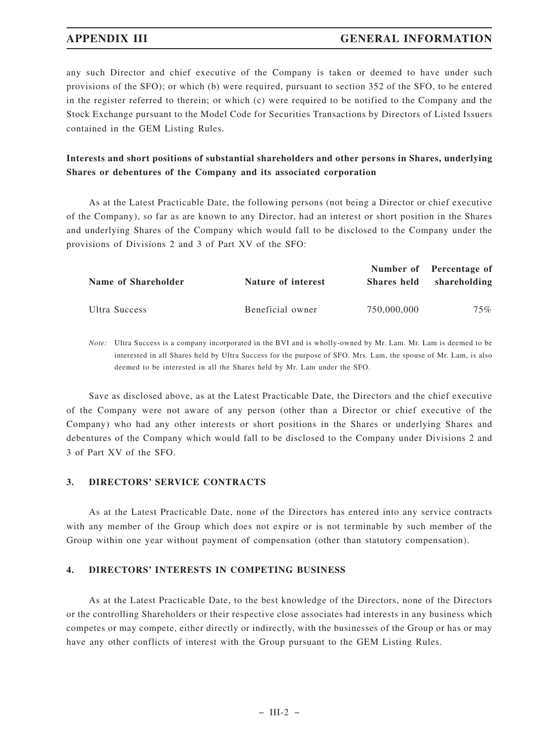any such Director and chief executive of the Company is taken or deemed to have under such provisions of the SFO); or which (b) were required, pursuant to section 352 of the SFO, to be entered in the register referred to therein; or which (c) were required to be notified to the Company and the Stock Exchange pursuant to the Model Code for Securities Transactions by Directors of Listed Issuers contained in the GEM Listing Rules.

**Interests and short positions of substantial shareholders and other persons in Shares, underlying Shares or debentures of the Company and its associated corporation**

As at the Latest Practicable Date, the following persons (not being a Director or chief executive of the Company), so far as are known to any Director, had an interest or short position in the Shares and underlying Shares of the Company which would fall to be disclosed to the Company under the provisions of Divisions 2 and 3 of Part XV of the SFO:

| Name of Shareholder | Nature of interest | Number of Shares held | Percentage of shareholding |
|---|---|---|---|
| Ultra Success | Beneficial owner | 750,000,000 | 75% |

*Note:* Ultra Success is a company incorporated in the BVI and is wholly-owned by Mr. Lam. Mr. Lam is deemed to be interested in all Shares held by Ultra Success for the purpose of SFO. Mrs. Lam, the spouse of Mr. Lam, is also deemed to be interested in all the Shares held by Mr. Lam under the SFO.

Save as disclosed above, as at the Latest Practicable Date, the Directors and the chief executive of the Company were not aware of any person (other than a Director or chief executive of the Company) who had any other interests or short positions in the Shares or underlying Shares and debentures of the Company which would fall to be disclosed to the Company under Divisions 2 and 3 of Part XV of the SFO.

## 3. DIRECTORS' SERVICE CONTRACTS

As at the Latest Practicable Date, none of the Directors has entered into any service contracts with any member of the Group which does not expire or is not terminable by such member of the Group within one year without payment of compensation (other than statutory compensation).

## 4. DIRECTORS' INTERESTS IN COMPETING BUSINESS

As at the Latest Practicable Date, to the best knowledge of the Directors, none of the Directors or the controlling Shareholders or their respective close associates had interests in any business which competes or may compete, either directly or indirectly, with the businesses of the Group or has or may have any other conflicts of interest with the Group pursuant to the GEM Listing Rules.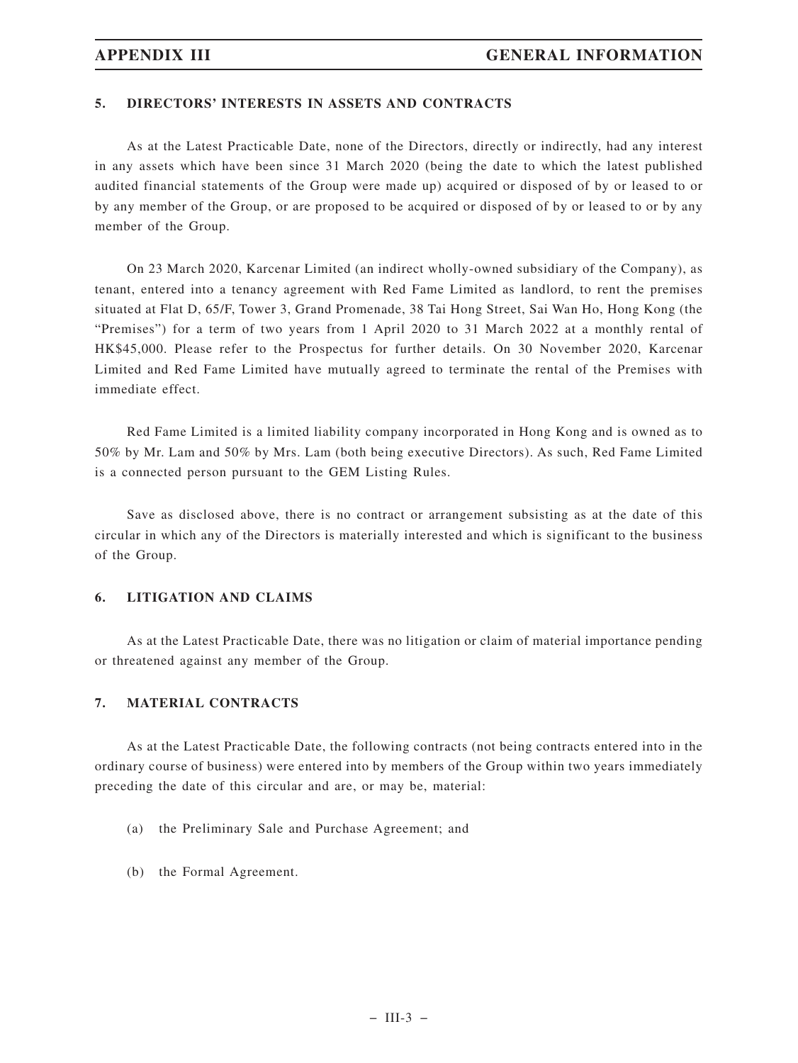## 5. DIRECTORS' INTERESTS IN ASSETS AND CONTRACTS

As at the Latest Practicable Date, none of the Directors, directly or indirectly, had any interest in any assets which have been since 31 March 2020 (being the date to which the latest published audited financial statements of the Group were made up) acquired or disposed of by or leased to or by any member of the Group, or are proposed to be acquired or disposed of by or leased to or by any member of the Group.

On 23 March 2020, Karcenar Limited (an indirect wholly-owned subsidiary of the Company), as tenant, entered into a tenancy agreement with Red Fame Limited as landlord, to rent the premises situated at Flat D, 65/F, Tower 3, Grand Promenade, 38 Tai Hong Street, Sai Wan Ho, Hong Kong (the "Premises") for a term of two years from 1 April 2020 to 31 March 2022 at a monthly rental of HK$45,000. Please refer to the Prospectus for further details. On 30 November 2020, Karcenar Limited and Red Fame Limited have mutually agreed to terminate the rental of the Premises with immediate effect.

Red Fame Limited is a limited liability company incorporated in Hong Kong and is owned as to 50% by Mr. Lam and 50% by Mrs. Lam (both being executive Directors). As such, Red Fame Limited is a connected person pursuant to the GEM Listing Rules.

Save as disclosed above, there is no contract or arrangement subsisting as at the date of this circular in which any of the Directors is materially interested and which is significant to the business of the Group.

## 6. LITIGATION AND CLAIMS

As at the Latest Practicable Date, there was no litigation or claim of material importance pending or threatened against any member of the Group.

## 7. MATERIAL CONTRACTS

As at the Latest Practicable Date, the following contracts (not being contracts entered into in the ordinary course of business) were entered into by members of the Group within two years immediately preceding the date of this circular and are, or may be, material:

(a) the Preliminary Sale and Purchase Agreement; and

(b) the Formal Agreement.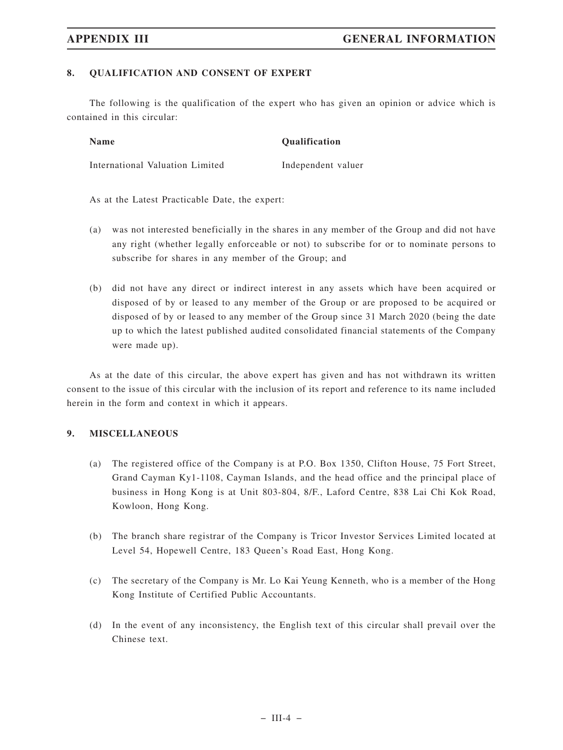## 8. QUALIFICATION AND CONSENT OF EXPERT

The following is the qualification of the expert who has given an opinion or advice which is contained in this circular:

| Name | Qualification |
| --- | --- |
| International Valuation Limited | Independent valuer |

As at the Latest Practicable Date, the expert:

(a) was not interested beneficially in the shares in any member of the Group and did not have any right (whether legally enforceable or not) to subscribe for or to nominate persons to subscribe for shares in any member of the Group; and

(b) did not have any direct or indirect interest in any assets which have been acquired or disposed of by or leased to any member of the Group or are proposed to be acquired or disposed of by or leased to any member of the Group since 31 March 2020 (being the date up to which the latest published audited consolidated financial statements of the Company were made up).

As at the date of this circular, the above expert has given and has not withdrawn its written consent to the issue of this circular with the inclusion of its report and reference to its name included herein in the form and context in which it appears.

## 9. MISCELLANEOUS

(a) The registered office of the Company is at P.O. Box 1350, Clifton House, 75 Fort Street, Grand Cayman Ky1-1108, Cayman Islands, and the head office and the principal place of business in Hong Kong is at Unit 803-804, 8/F., Laford Centre, 838 Lai Chi Kok Road, Kowloon, Hong Kong.

(b) The branch share registrar of the Company is Tricor Investor Services Limited located at Level 54, Hopewell Centre, 183 Queen's Road East, Hong Kong.

(c) The secretary of the Company is Mr. Lo Kai Yeung Kenneth, who is a member of the Hong Kong Institute of Certified Public Accountants.

(d) In the event of any inconsistency, the English text of this circular shall prevail over the Chinese text.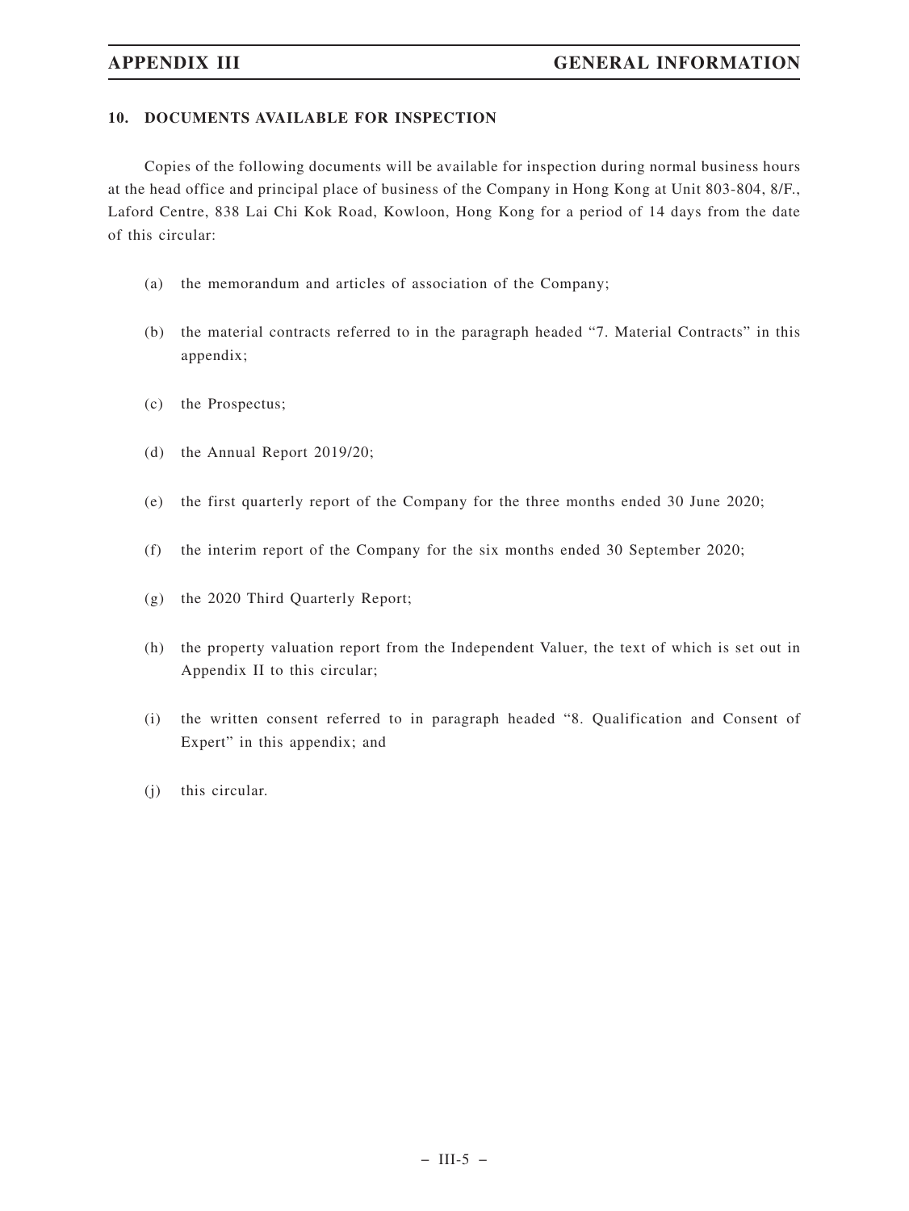## 10. DOCUMENTS AVAILABLE FOR INSPECTION

Copies of the following documents will be available for inspection during normal business hours at the head office and principal place of business of the Company in Hong Kong at Unit 803-804, 8/F., Laford Centre, 838 Lai Chi Kok Road, Kowloon, Hong Kong for a period of 14 days from the date of this circular:

(a) the memorandum and articles of association of the Company;

(b) the material contracts referred to in the paragraph headed "7. Material Contracts" in this appendix;

(c) the Prospectus;

(d) the Annual Report 2019/20;

(e) the first quarterly report of the Company for the three months ended 30 June 2020;

(f) the interim report of the Company for the six months ended 30 September 2020;

(g) the 2020 Third Quarterly Report;

(h) the property valuation report from the Independent Valuer, the text of which is set out in Appendix II to this circular;

(i) the written consent referred to in paragraph headed "8. Qualification and Consent of Expert" in this appendix; and

(j) this circular.